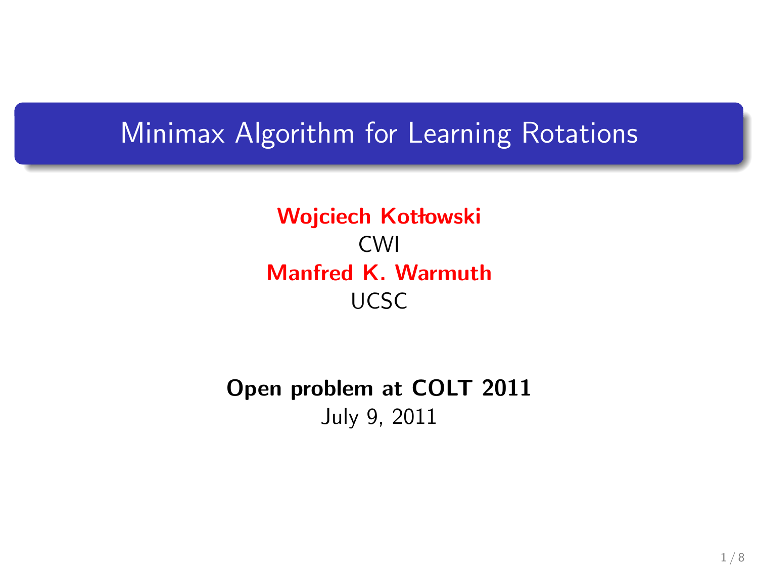# Minimax Algorithm for Learning Rotations

**Wojciech Kotłowski**
CWI

**Manfred K. Warmuth**
UCSC

**Open problem at COLT 2011**
July 9, 2011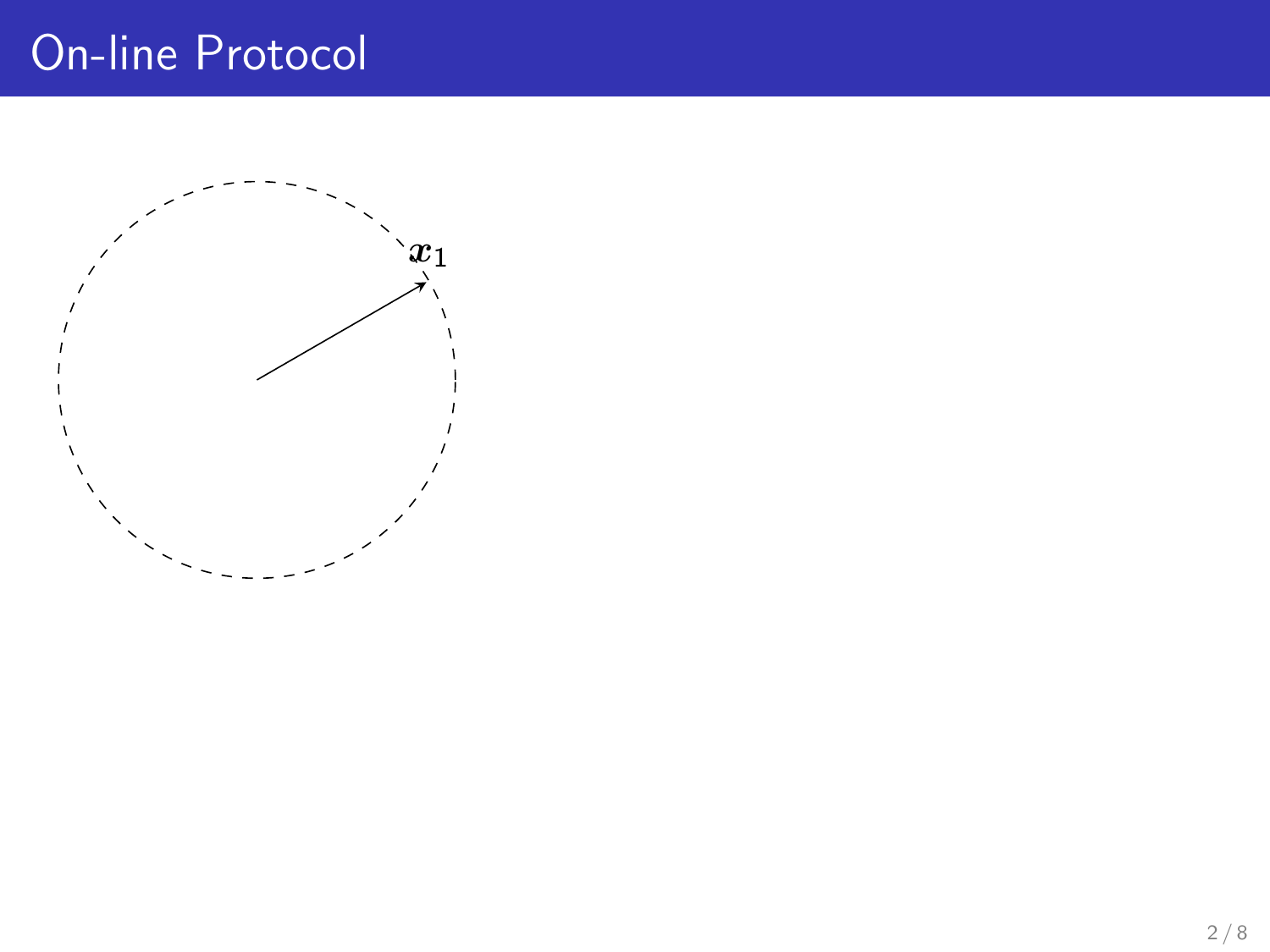# On-line Protocol

$\boldsymbol{x}_1$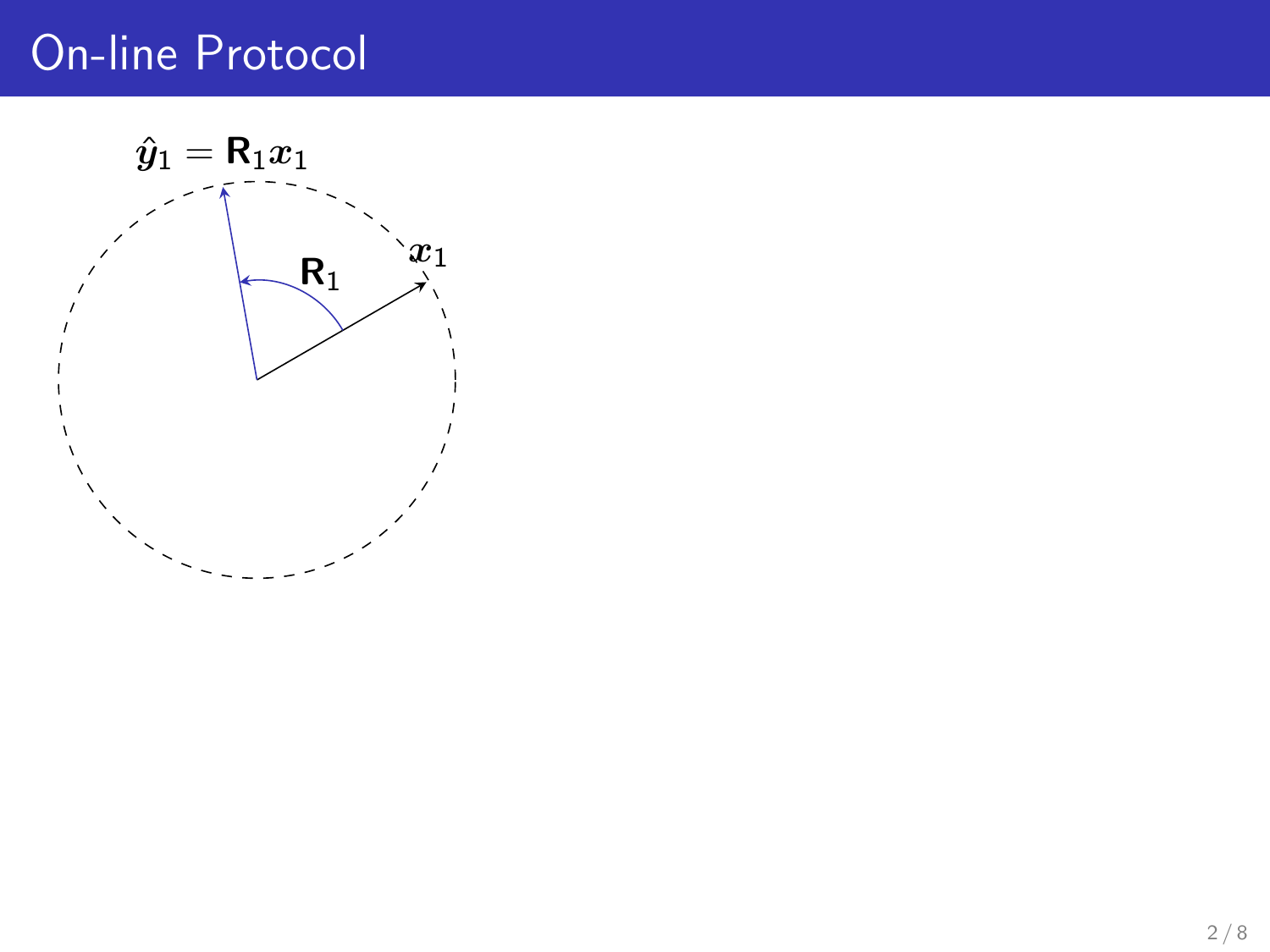# On-line Protocol

$\hat{\boldsymbol{y}}_1 = \mathbf{R}_1 \boldsymbol{x}_1$

$\mathbf{R}_1$

$\boldsymbol{x}_1$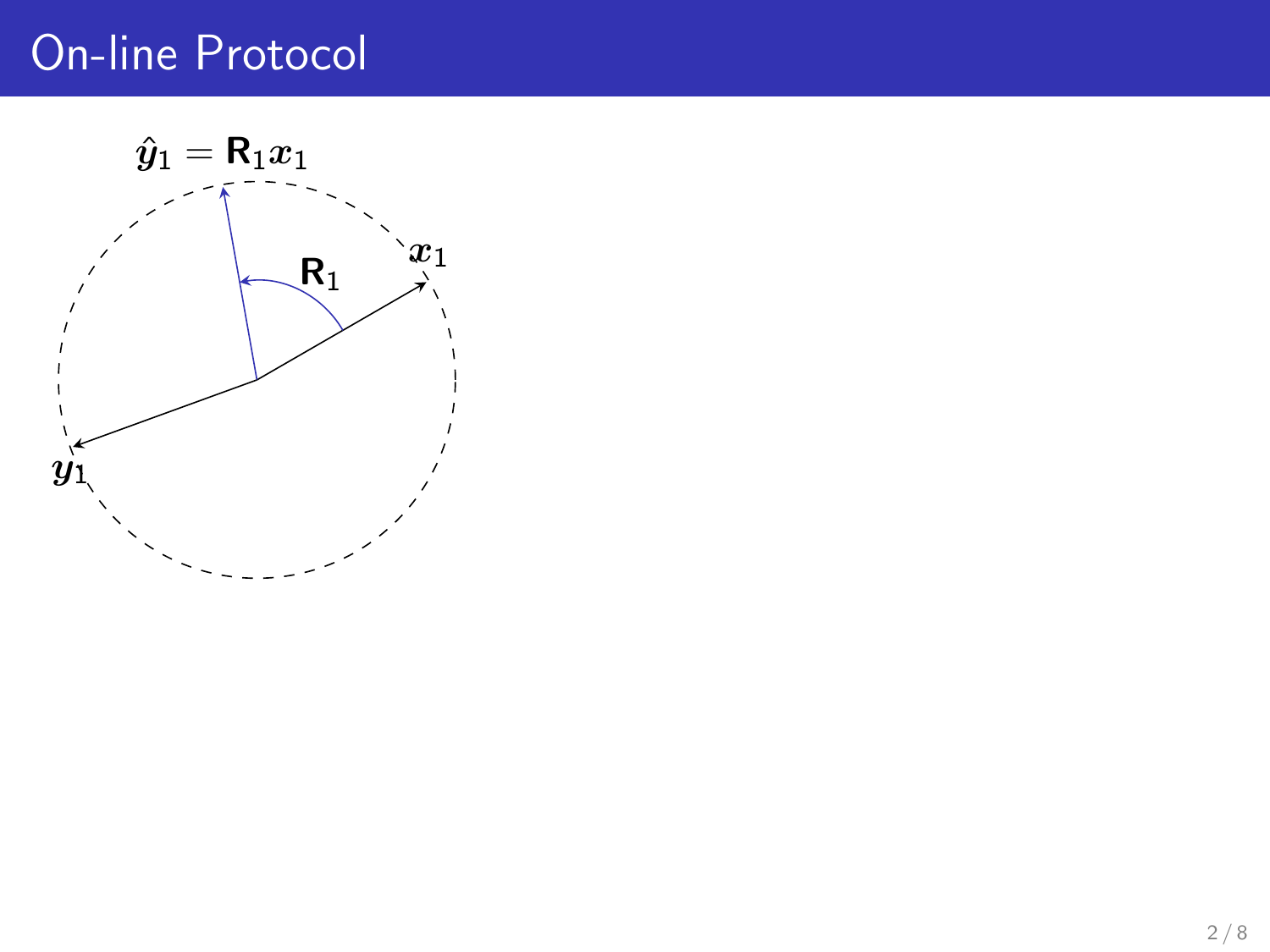# On-line Protocol

$\hat{\boldsymbol{y}}_1 = \mathbf{R}_1 \boldsymbol{x}_1$

$\mathbf{R}_1$

$\boldsymbol{x}_1$

$\boldsymbol{y}_1$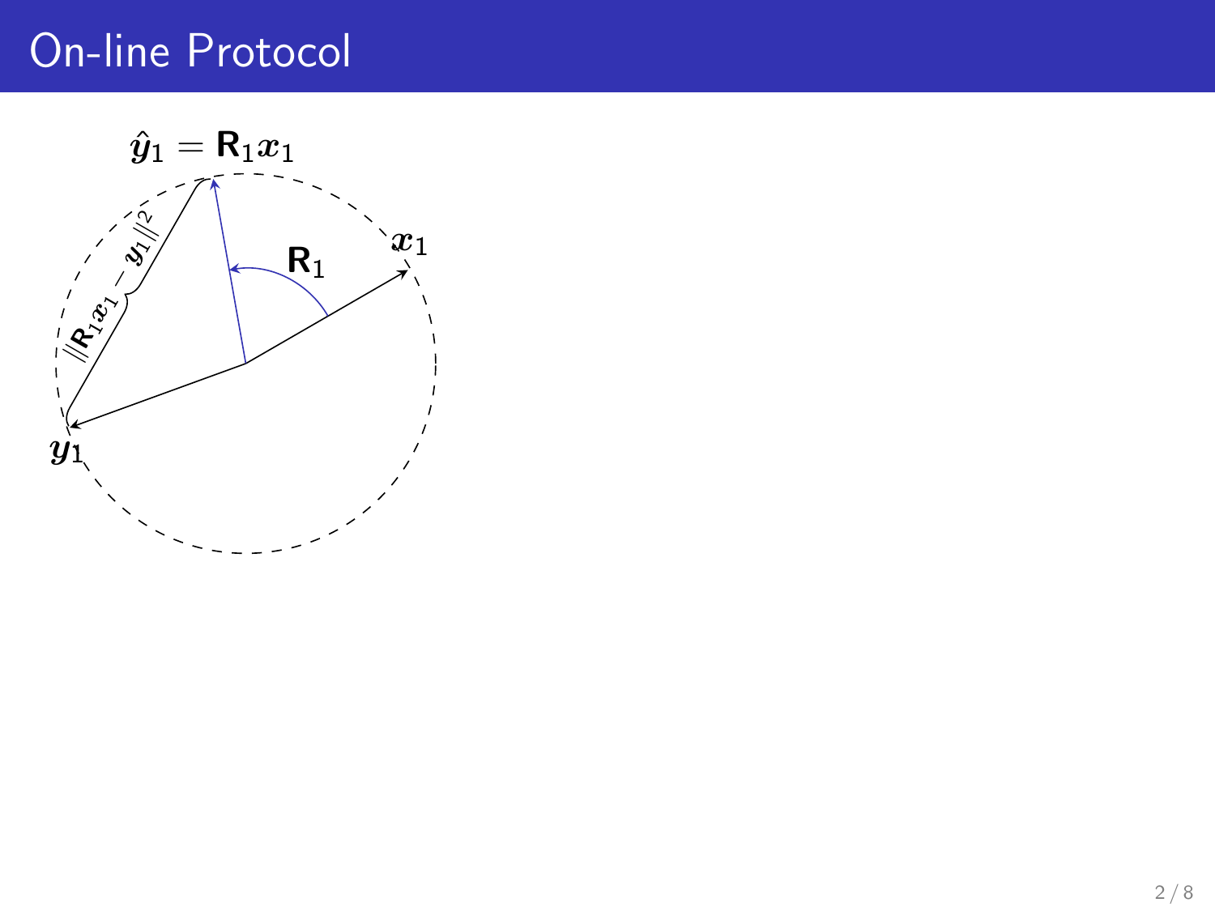# On-line Protocol

$\hat{\boldsymbol{y}}_1 = \mathbf{R}_1 \boldsymbol{x}_1$

$\boldsymbol{x}_1$

$\mathbf{R}_1$

$\|\mathbf{R}_1 \boldsymbol{x}_1 - \boldsymbol{y}_1\|^2$

$\boldsymbol{y}_1$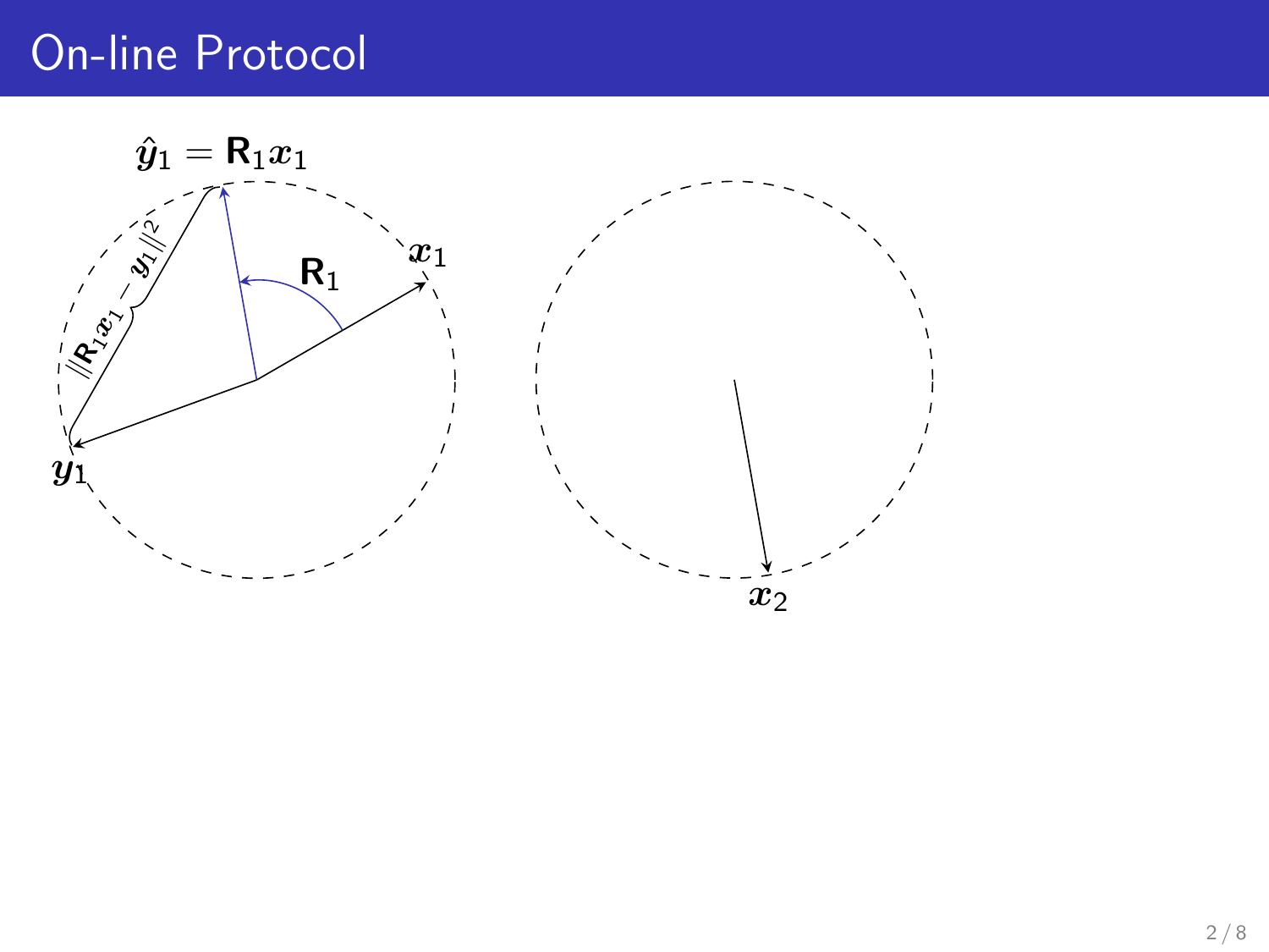# On-line Protocol

$\hat{\boldsymbol{y}}_1 = \mathbf{R}_1 \boldsymbol{x}_1$

$\boldsymbol{x}_1$

$\mathbf{R}_1$

$\|\mathbf{R}_1 \boldsymbol{x}_1 - \boldsymbol{y}_1\|^2$

$\boldsymbol{y}_1$

$\boldsymbol{x}_2$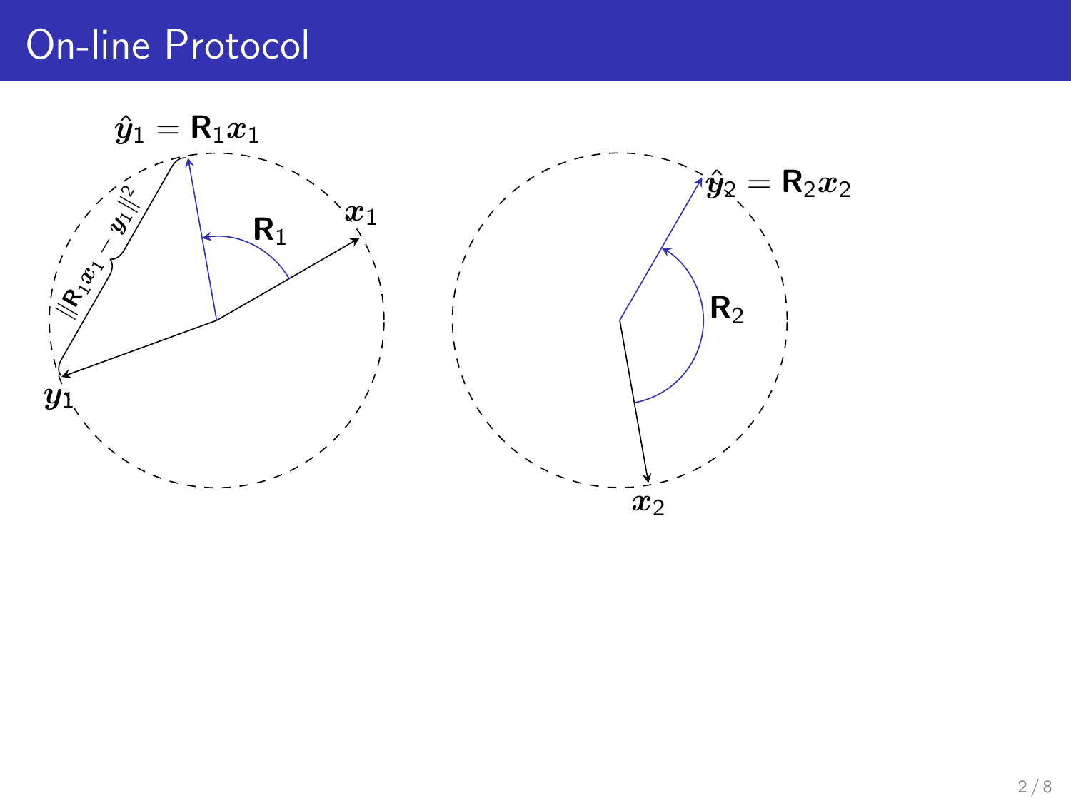# On-line Protocol

$\hat{\boldsymbol{y}}_1 = \mathbf{R}_1 \boldsymbol{x}_1$

$\|\mathbf{R}_1 \boldsymbol{x}_1 - \boldsymbol{y}_1\|^2$

$\mathbf{R}_1$

$\boldsymbol{x}_1$

$\boldsymbol{y}_1$

$\hat{\boldsymbol{y}}_2 = \mathbf{R}_2 \boldsymbol{x}_2$

$\mathbf{R}_2$

$\boldsymbol{x}_2$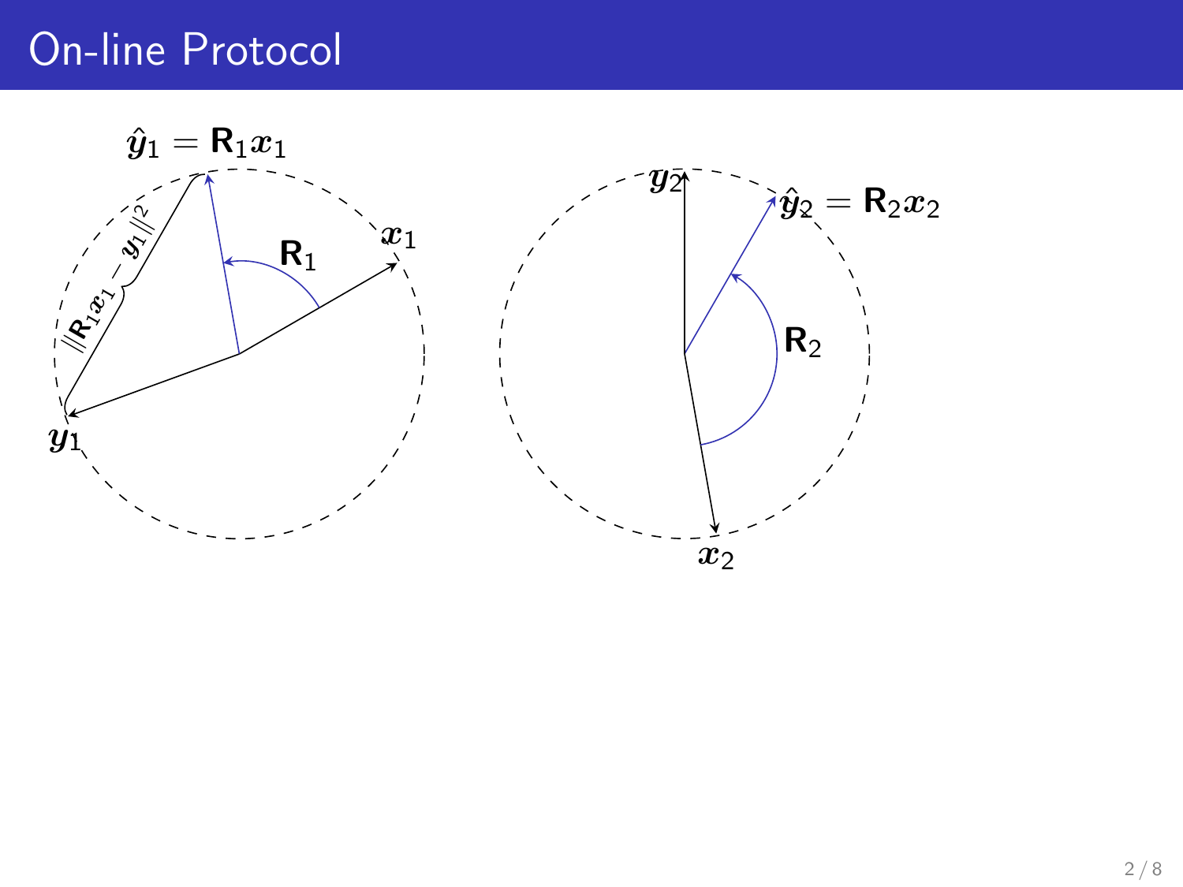# On-line Protocol

$\hat{y}_1 = \mathbf{R}_1 x_1$

$x_1$

$\mathbf{R}_1$

$\|\mathbf{R}_1 x_1 - y_1\|^2$

$y_1$

$y_2$

$\hat{y}_2 = \mathbf{R}_2 x_2$

$\mathbf{R}_2$

$x_2$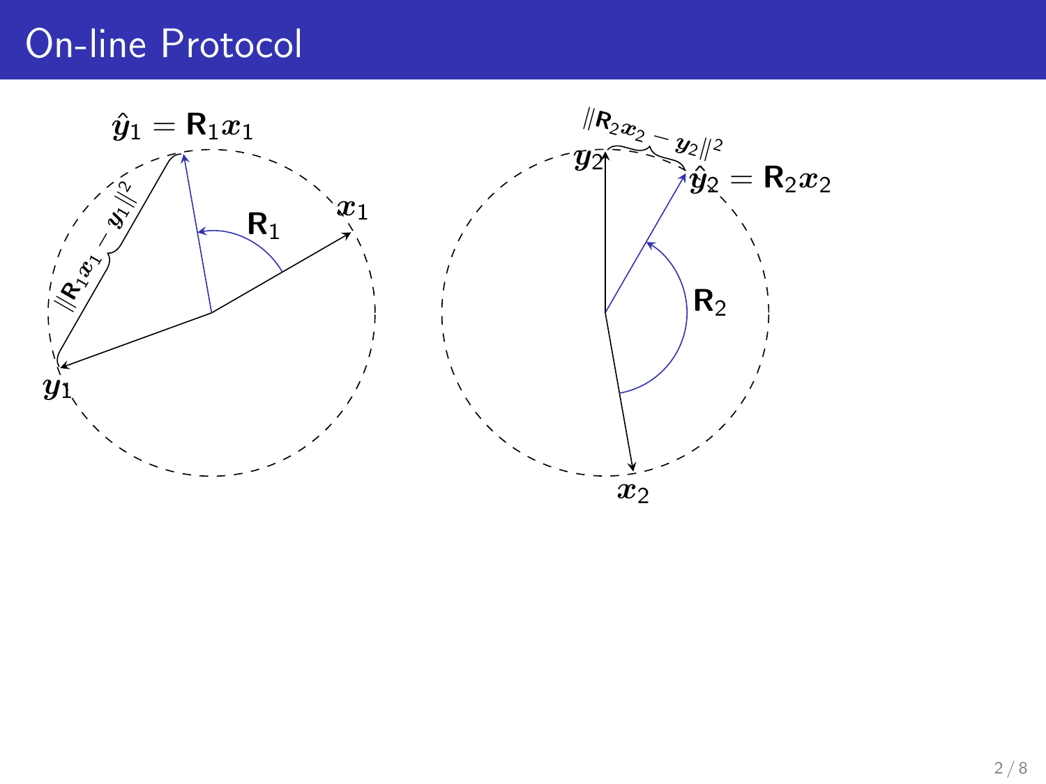# On-line Protocol

$\hat{\boldsymbol{y}}_1 = \mathbf{R}_1 \boldsymbol{x}_1$

$\|\mathbf{R}_1 \boldsymbol{x}_1 - \boldsymbol{y}_1\|^2$

$\mathbf{R}_1$

$\boldsymbol{x}_1$

$\boldsymbol{y}_1$

$\|\mathbf{R}_2 \boldsymbol{x}_2 - \boldsymbol{y}_2\|^2$

$\boldsymbol{y}_2$

$\hat{\boldsymbol{y}}_2 = \mathbf{R}_2 \boldsymbol{x}_2$

$\mathbf{R}_2$

$\boldsymbol{x}_2$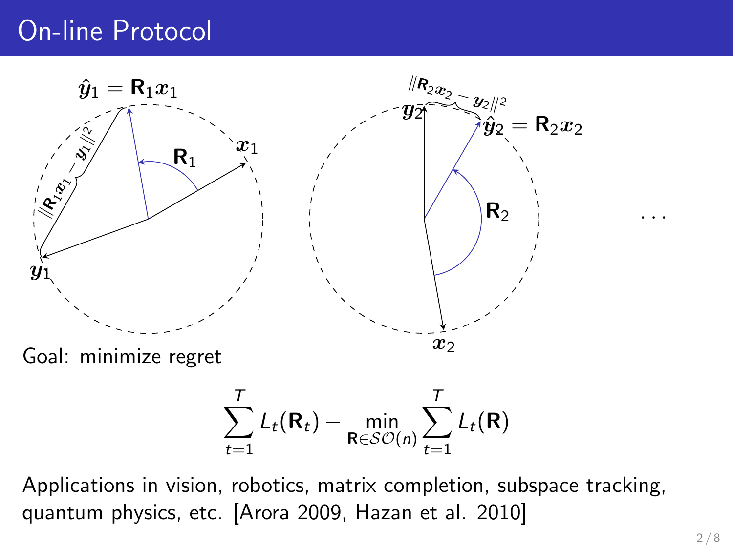# On-line Protocol

Goal: minimize regret

$$\sum_{t=1}^{T} L_t(\mathbf{R}_t) - \min_{\mathbf{R} \in \mathcal{SO}(n)} \sum_{t=1}^{T} L_t(\mathbf{R})$$

Applications in vision, robotics, matrix completion, subspace tracking, quantum physics, etc. [Arora 2009, Hazan et al. 2010]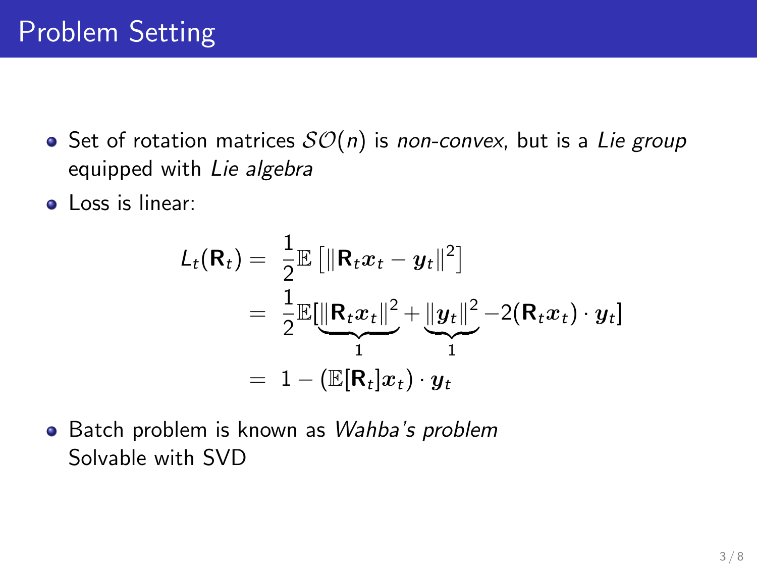# Problem Setting

- Set of rotation matrices $\mathcal{SO}(n)$ is *non-convex*, but is a *Lie group* equipped with *Lie algebra*
- Loss is linear:

$$
\begin{aligned}
L_t(\mathbf{R}_t) &= \frac{1}{2}\mathbb{E}\left[\|\mathbf{R}_t \boldsymbol{x}_t - \boldsymbol{y}_t\|^2\right] \\
&= \frac{1}{2}\mathbb{E}[\underbrace{\|\mathbf{R}_t \boldsymbol{x}_t\|^2}_{1} + \underbrace{\|\boldsymbol{y}_t\|^2}_{1} - 2(\mathbf{R}_t \boldsymbol{x}_t) \cdot \boldsymbol{y}_t] \\
&= 1 - (\mathbb{E}[\mathbf{R}_t]\boldsymbol{x}_t) \cdot \boldsymbol{y}_t
\end{aligned}
$$

- Batch problem is known as *Wahba's problem*
  Solvable with SVD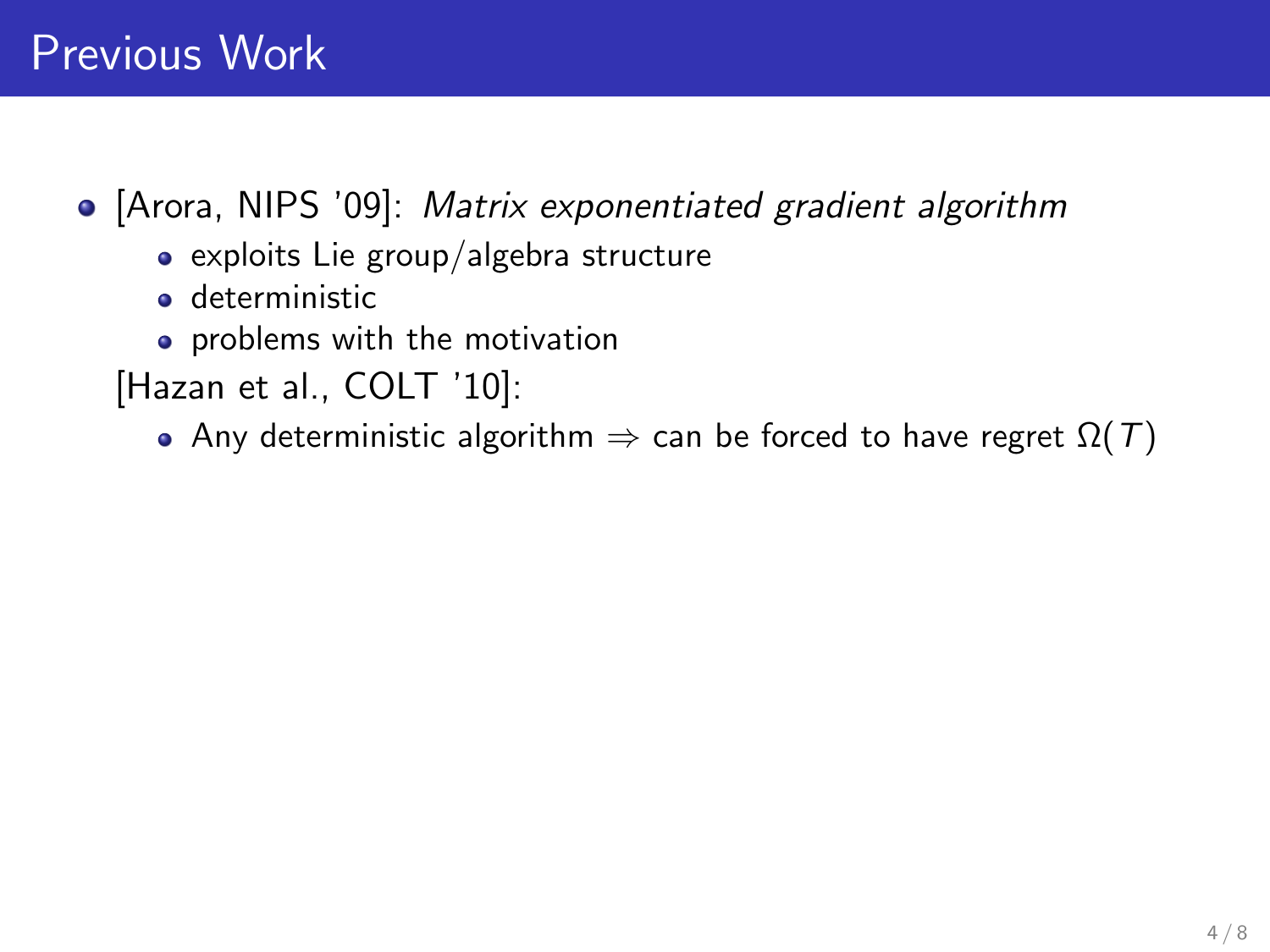# Previous Work

- [Arora, NIPS '09]: *Matrix exponentiated gradient algorithm*
  - exploits Lie group/algebra structure
  - deterministic
  - problems with the motivation

  [Hazan et al., COLT '10]:
  - Any deterministic algorithm $\Rightarrow$ can be forced to have regret $\Omega(T)$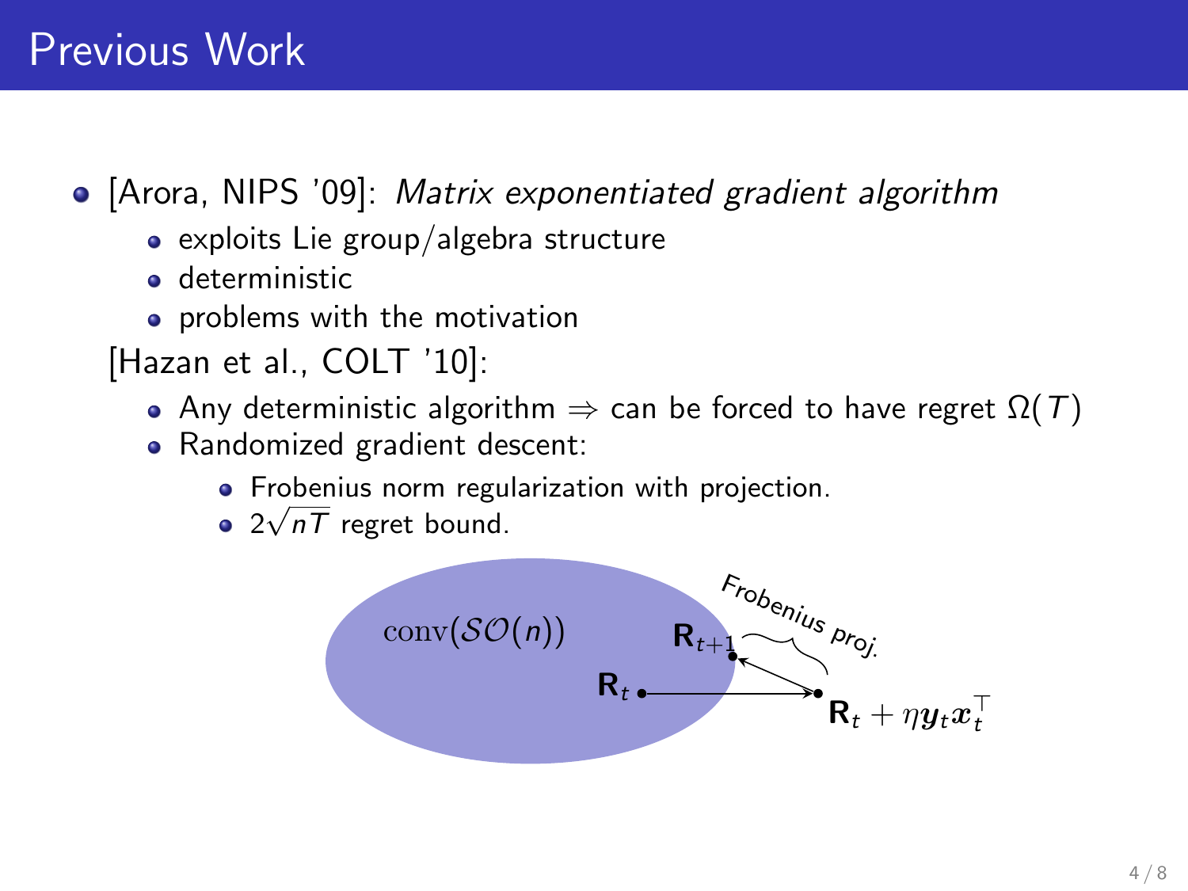# Previous Work

- [Arora, NIPS '09]: *Matrix exponentiated gradient algorithm*
  - exploits Lie group/algebra structure
  - deterministic
  - problems with the motivation

  [Hazan et al., COLT '10]:
  - Any deterministic algorithm $\Rightarrow$ can be forced to have regret $\Omega(T)$
  - Randomized gradient descent:
    - Frobenius norm regularization with projection.
    - $2\sqrt{nT}$ regret bound.

$\mathrm{conv}(\mathcal{SO}(n))$

$\mathbf{R}_t$ $\quad$ $\mathbf{R}_{t+1}$ $\quad$ Frobenius proj. $\quad$ $\mathbf{R}_t + \eta \boldsymbol{y}_t \boldsymbol{x}_t^\top$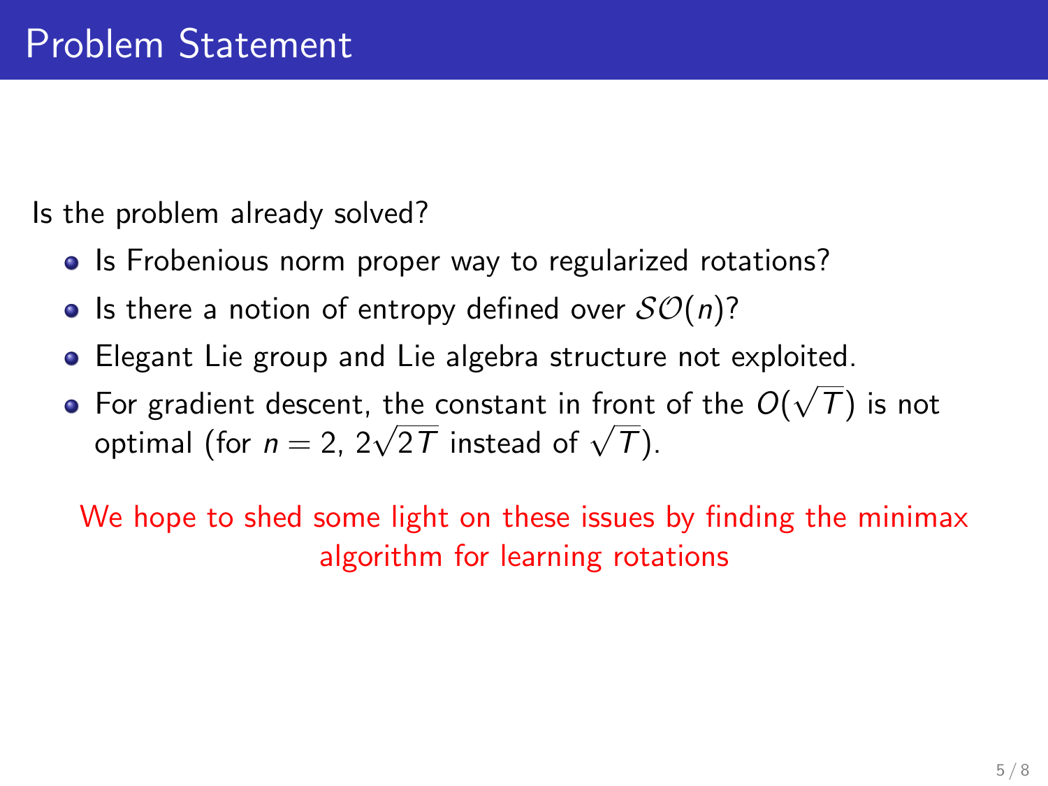# Problem Statement

Is the problem already solved?

- Is Frobenious norm proper way to regularized rotations?
- Is there a notion of entropy defined over $\mathcal{SO}(n)$?
- Elegant Lie group and Lie algebra structure not exploited.
- For gradient descent, the constant in front of the $O(\sqrt{T})$ is not optimal (for $n = 2$, $2\sqrt{2T}$ instead of $\sqrt{T}$).

We hope to shed some light on these issues by finding the minimax algorithm for learning rotations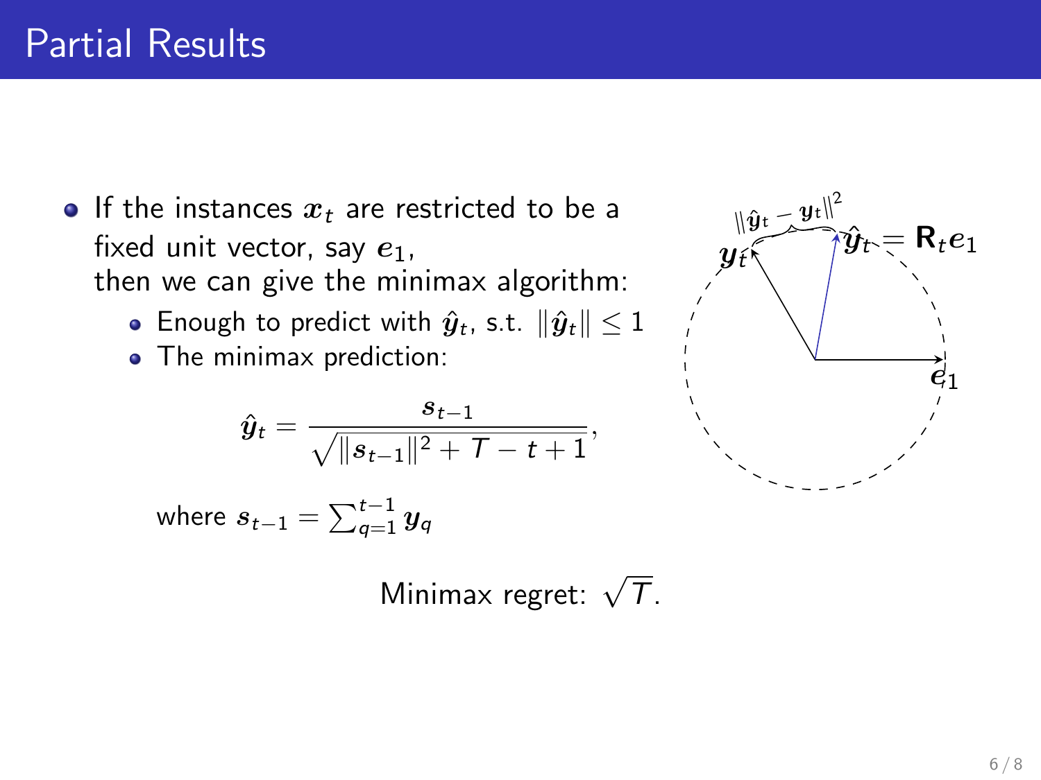# Partial Results

- If the instances $\boldsymbol{x}_t$ are restricted to be a fixed unit vector, say $\boldsymbol{e}_1$, then we can give the minimax algorithm:
  - Enough to predict with $\hat{\boldsymbol{y}}_t$, s.t. $\|\hat{\boldsymbol{y}}_t\| \leq 1$
  - The minimax prediction:

$$\hat{\boldsymbol{y}}_t = \frac{\boldsymbol{s}_{t-1}}{\sqrt{\|\boldsymbol{s}_{t-1}\|^2 + T - t + 1}},$$

where $\boldsymbol{s}_{t-1} = \sum_{q=1}^{t-1} \boldsymbol{y}_q$

Minimax regret: $\sqrt{T}$.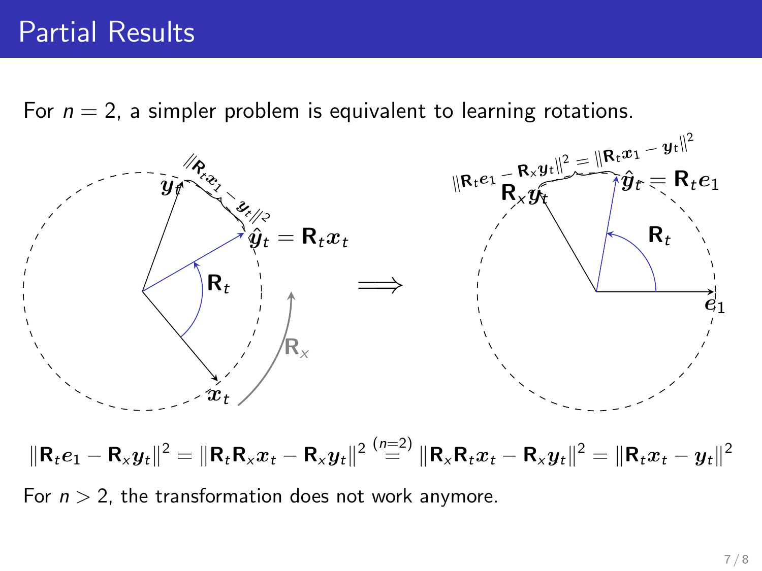# Partial Results

For $n = 2$, a simpler problem is equivalent to learning rotations.

$$\|\mathbf{R}_t e_1 - \mathbf{R}_x \boldsymbol{y}_t\|^2 = \|\mathbf{R}_t \mathbf{R}_x \boldsymbol{x}_t - \mathbf{R}_x \boldsymbol{y}_t\|^2 \overset{(n=2)}{=} \|\mathbf{R}_x \mathbf{R}_t \boldsymbol{x}_t - \mathbf{R}_x \boldsymbol{y}_t\|^2 = \|\mathbf{R}_t \boldsymbol{x}_t - \boldsymbol{y}_t\|^2$$

For $n > 2$, the transformation does not work anymore.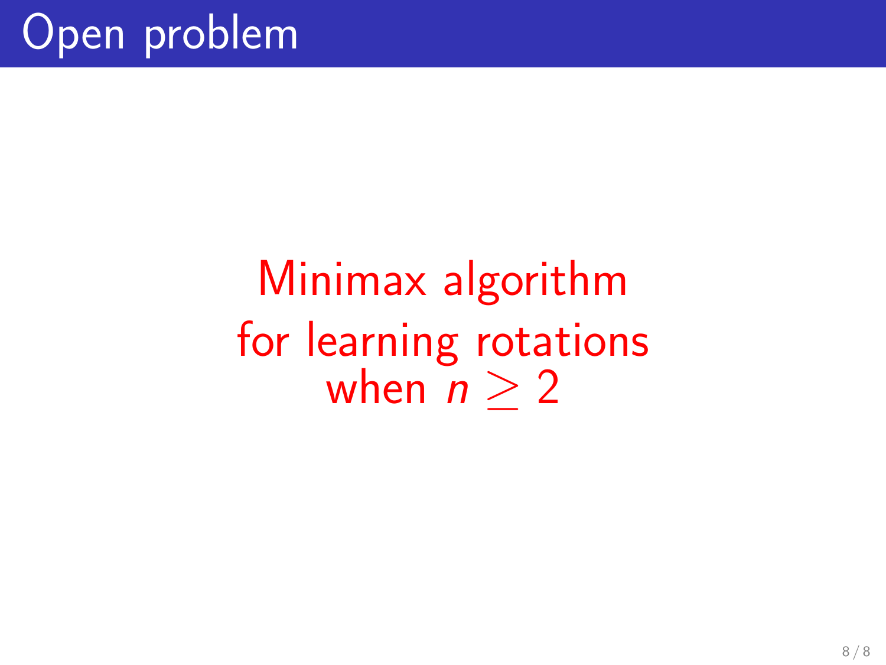# Open problem

Minimax algorithm
for learning rotations
when $n \geq 2$